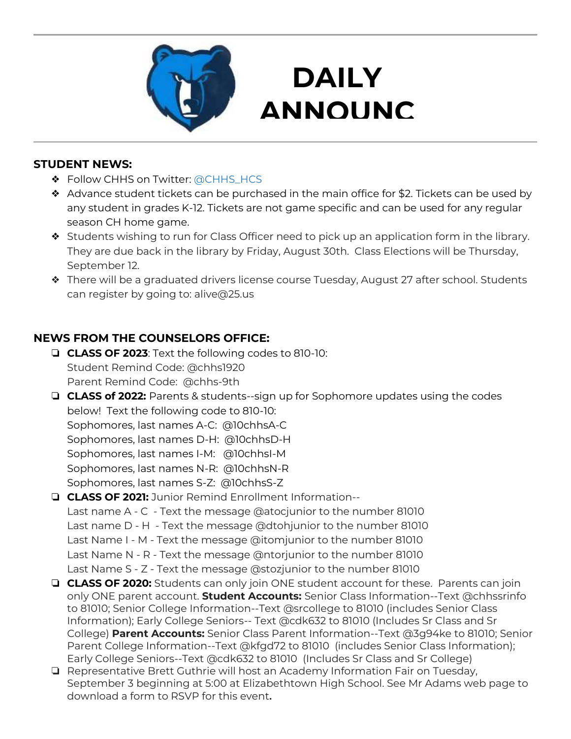# DAILY ANNOUNC

## STUDENT NEWS:

- Follow CHHS on Twitter: @CHHS_HCS
- Advance student tickets can be purchased in the main office for $2. Tickets can be used by any student in grades K-12. Tickets are not game specific and can be used for any regular season CH home game.
- Students wishing to run for Class Officer need to pick up an application form in the library. They are due back in the library by Friday, August 30th. Class Elections will be Thursday, September 12.
- There will be a graduated drivers license course Tuesday, August 27 after school. Students can register by going to: alive@25.us

## NEWS FROM THE COUNSELORS OFFICE:

- **CLASS OF 2023**: Text the following codes to 810-10:
  Student Remind Code: @chhs1920
  Parent Remind Code: @chhs-9th
- **CLASS of 2022:** Parents & students--sign up for Sophomore updates using the codes below! Text the following code to 810-10:
  Sophomores, last names A-C: @10chhsA-C
  Sophomores, last names D-H: @10chhsD-H
  Sophomores, last names I-M: @10chhsI-M
  Sophomores, last names N-R: @10chhsN-R
  Sophomores, last names S-Z: @10chhsS-Z
- **CLASS OF 2021:** Junior Remind Enrollment Information--
  Last name A - C - Text the message @atocjunior to the number 81010
  Last name D - H - Text the message @dtohjunior to the number 81010
  Last Name I - M - Text the message @itomjunior to the number 81010
  Last Name N - R - Text the message @ntorjunior to the number 81010
  Last Name S - Z - Text the message @stozjunior to the number 81010
- **CLASS OF 2020:** Students can only join ONE student account for these. Parents can join only ONE parent account. **Student Accounts:** Senior Class Information--Text @chhssrinfo to 81010; Senior College Information--Text @srcollege to 81010 (includes Senior Class Information); Early College Seniors-- Text @cdk632 to 81010 (Includes Sr Class and Sr College) **Parent Accounts:** Senior Class Parent Information--Text @3g94ke to 81010; Senior Parent College Information--Text @kfgd72 to 81010 (includes Senior Class Information); Early College Seniors--Text @cdk632 to 81010 (Includes Sr Class and Sr College)
- Representative Brett Guthrie will host an Academy Information Fair on Tuesday, September 3 beginning at 5:00 at Elizabethtown High School. See Mr Adams web page to download a form to RSVP for this event**.**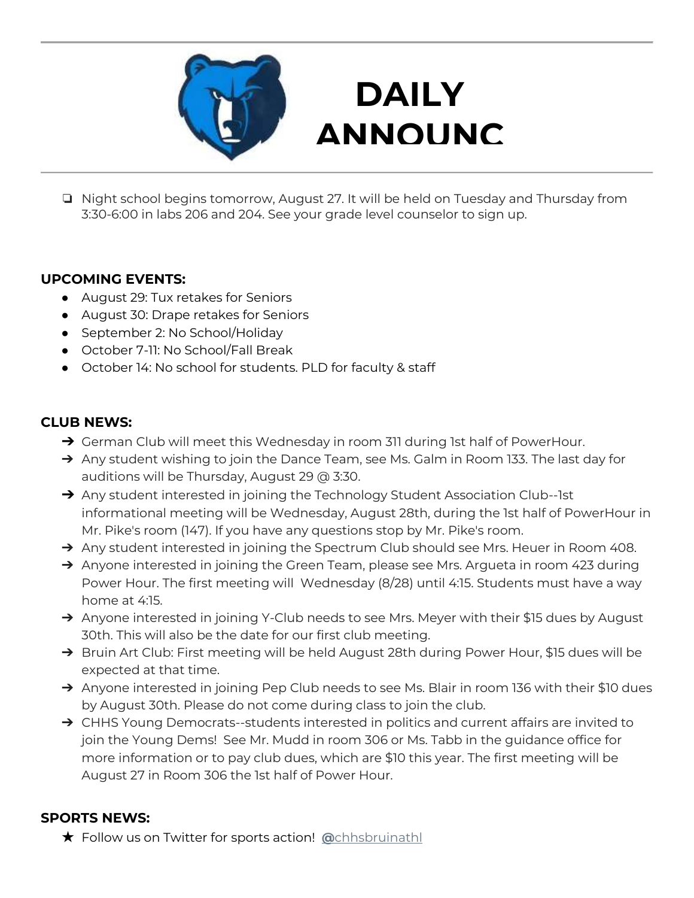# DAILY ANNOUNC

- Night school begins tomorrow, August 27. It will be held on Tuesday and Thursday from 3:30-6:00 in labs 206 and 204. See your grade level counselor to sign up.

**UPCOMING EVENTS:**

- August 29: Tux retakes for Seniors
- August 30: Drape retakes for Seniors
- September 2: No School/Holiday
- October 7-11: No School/Fall Break
- October 14: No school for students. PLD for faculty & staff

**CLUB NEWS:**

- German Club will meet this Wednesday in room 311 during 1st half of PowerHour.
- Any student wishing to join the Dance Team, see Ms. Galm in Room 133. The last day for auditions will be Thursday, August 29 @ 3:30.
- Any student interested in joining the Technology Student Association Club--1st informational meeting will be Wednesday, August 28th, during the 1st half of PowerHour in Mr. Pike's room (147). If you have any questions stop by Mr. Pike's room.
- Any student interested in joining the Spectrum Club should see Mrs. Heuer in Room 408.
- Anyone interested in joining the Green Team, please see Mrs. Argueta in room 423 during Power Hour. The first meeting will Wednesday (8/28) until 4:15. Students must have a way home at 4:15.
- Anyone interested in joining Y-Club needs to see Mrs. Meyer with their $15 dues by August 30th. This will also be the date for our first club meeting.
- Bruin Art Club: First meeting will be held August 28th during Power Hour, $15 dues will be expected at that time.
- Anyone interested in joining Pep Club needs to see Ms. Blair in room 136 with their $10 dues by August 30th. Please do not come during class to join the club.
- CHHS Young Democrats--students interested in politics and current affairs are invited to join the Young Dems! See Mr. Mudd in room 306 or Ms. Tabb in the guidance office for more information or to pay club dues, which are $10 this year. The first meeting will be August 27 in Room 306 the 1st half of Power Hour.

**SPORTS NEWS:**

- Follow us on Twitter for sports action! @chhsbruinathl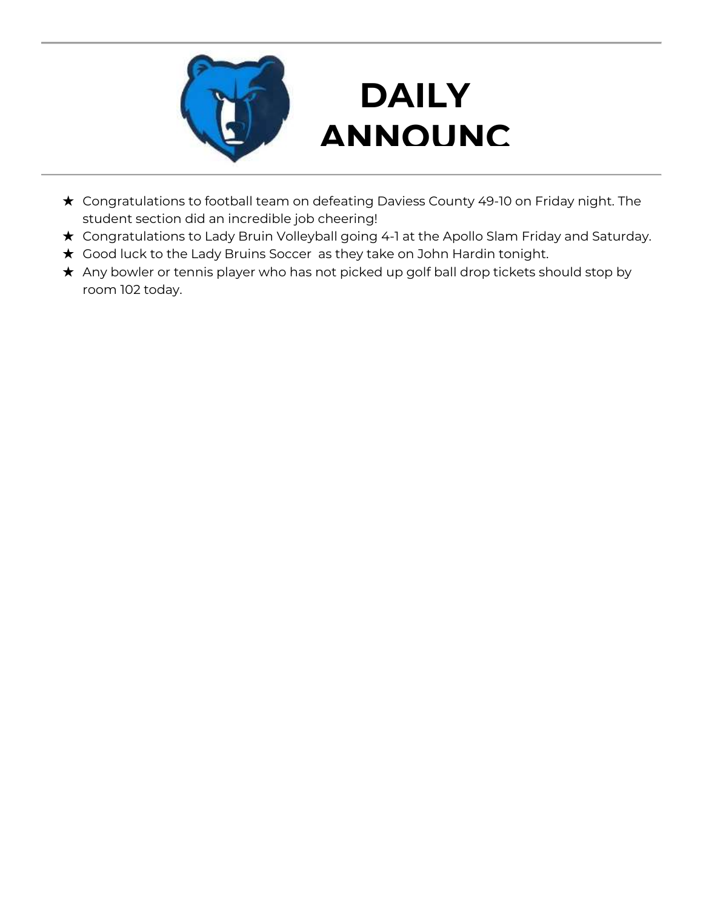# DAILY ANNOUNC

- ★ Congratulations to football team on defeating Daviess County 49-10 on Friday night. The student section did an incredible job cheering!
- ★ Congratulations to Lady Bruin Volleyball going 4-1 at the Apollo Slam Friday and Saturday.
- ★ Good luck to the Lady Bruins Soccer as they take on John Hardin tonight.
- ★ Any bowler or tennis player who has not picked up golf ball drop tickets should stop by room 102 today.